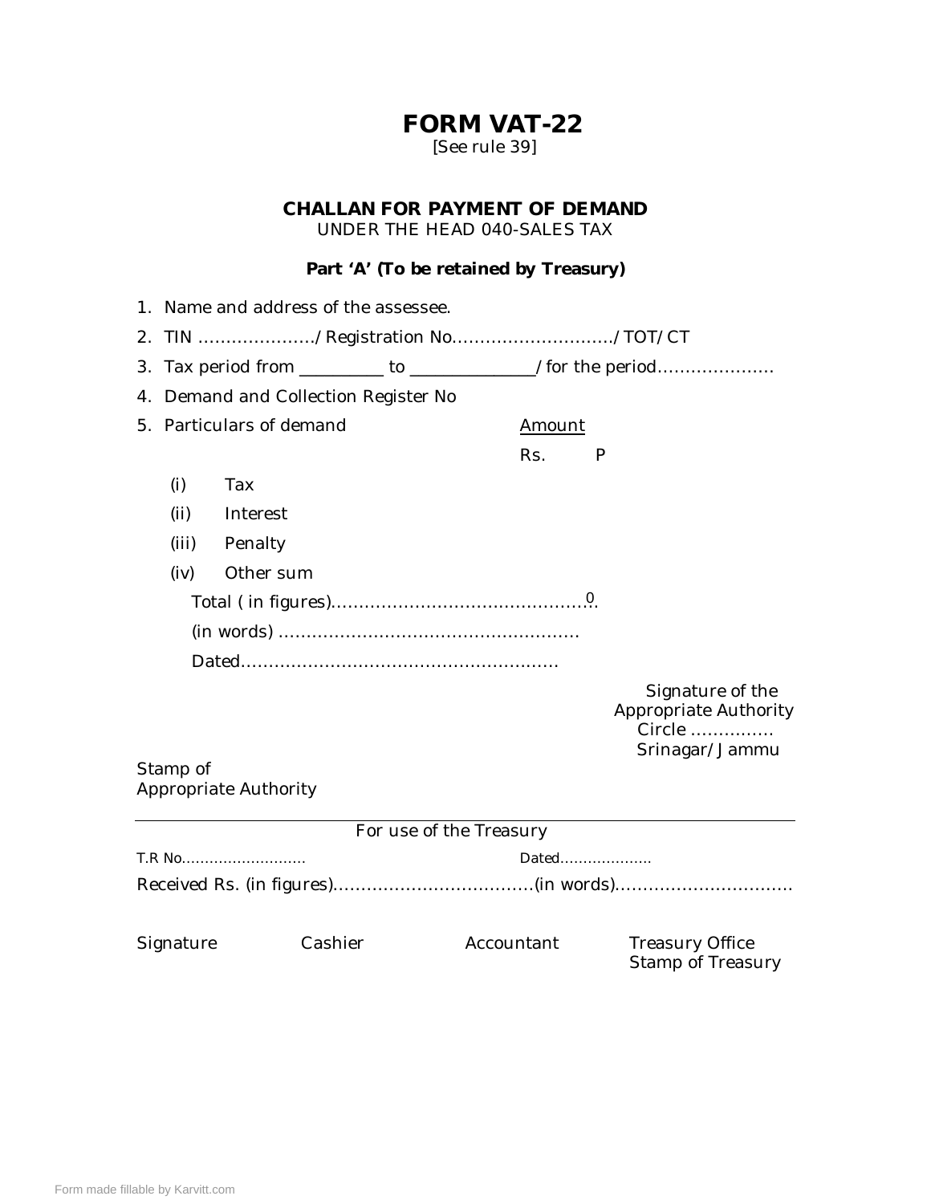# FORM VAT-22

[See rule 39]

## CHALLAN FOR PAYMENT OF DEMAND

UNDER THE HEAD 040-SALES TAX

**Part 'A' (To be retained by Treasury)**

1. Name and address of the assessee.
2. TIN …………………/Registration No………………………../TOT/CT
3. Tax period from _________ to _____________/for the period…………………
4. Demand and Collection Register No
5. Particulars of demand

| | | Amount Rs. | P |
|---|---|---|---|
| (i) | Tax | | |
| (ii) | Interest | | |
| (iii) | Penalty | | |
| (iv) | Other sum | | |

Total ( in figures)………………………………………0

(in words) ………………………………………………

Dated…………………………………………………

Signature of the
Appropriate Authority
Circle ……………
Srinagar/Jammu

Stamp of
Appropriate Authority

---

For use of the Treasury

T.R No……………………… Dated………………..

Received Rs. (in figures)………………………………(in words)……………………………

| Signature | Cashier | Accountant | Treasury Office Stamp of Treasury |
|---|---|---|---|

Form made fillable by Karvitt.com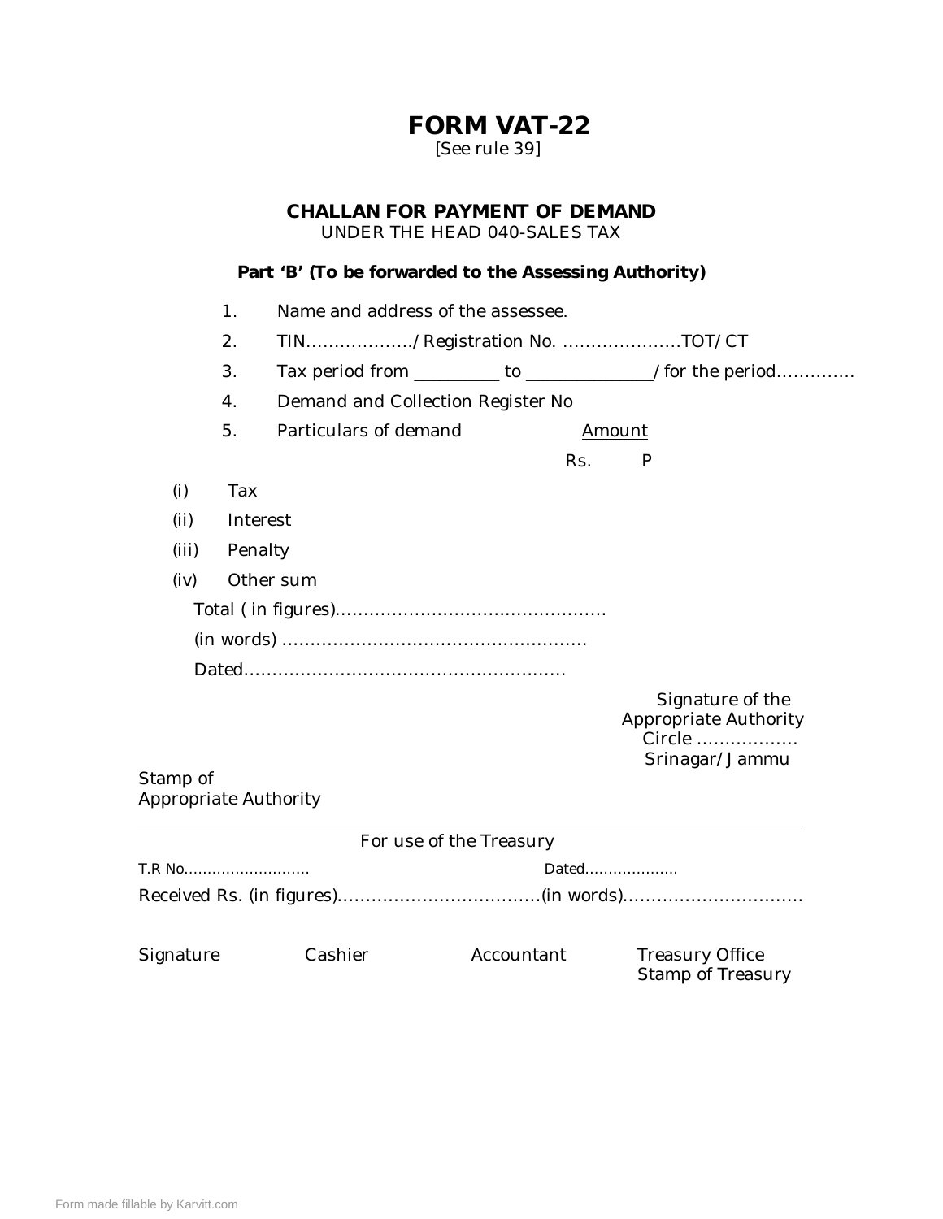# FORM VAT-22

[See rule 39]

**CHALLAN FOR PAYMENT OF DEMAND**

UNDER THE HEAD 040-SALES TAX

**Part 'B' (To be forwarded to the Assessing Authority)**

1. Name and address of the assessee.
2. TIN………………/Registration No. …………………TOT/CT
3. Tax period from _________ to _____________/for the period…………..
4. Demand and Collection Register No
5. Particulars of demand

| | Particulars of demand | Amount Rs. | P |
|---|---|---|---|
| (i) | Tax | | |
| (ii) | Interest | | |
| (iii) | Penalty | | |
| (iv) | Other sum | | |

Total ( in figures)…………………………………………

(in words) ………………………………………………

Dated…………………………………………………

Signature of the
Appropriate Authority
Circle ………………
Srinagar/Jammu

Stamp of
Appropriate Authority

---

For use of the Treasury

T.R No……………………… Dated………………..

Received Rs. (in figures)………………………………(in words)……………………………

Signature Cashier Accountant Treasury Office
Stamp of Treasury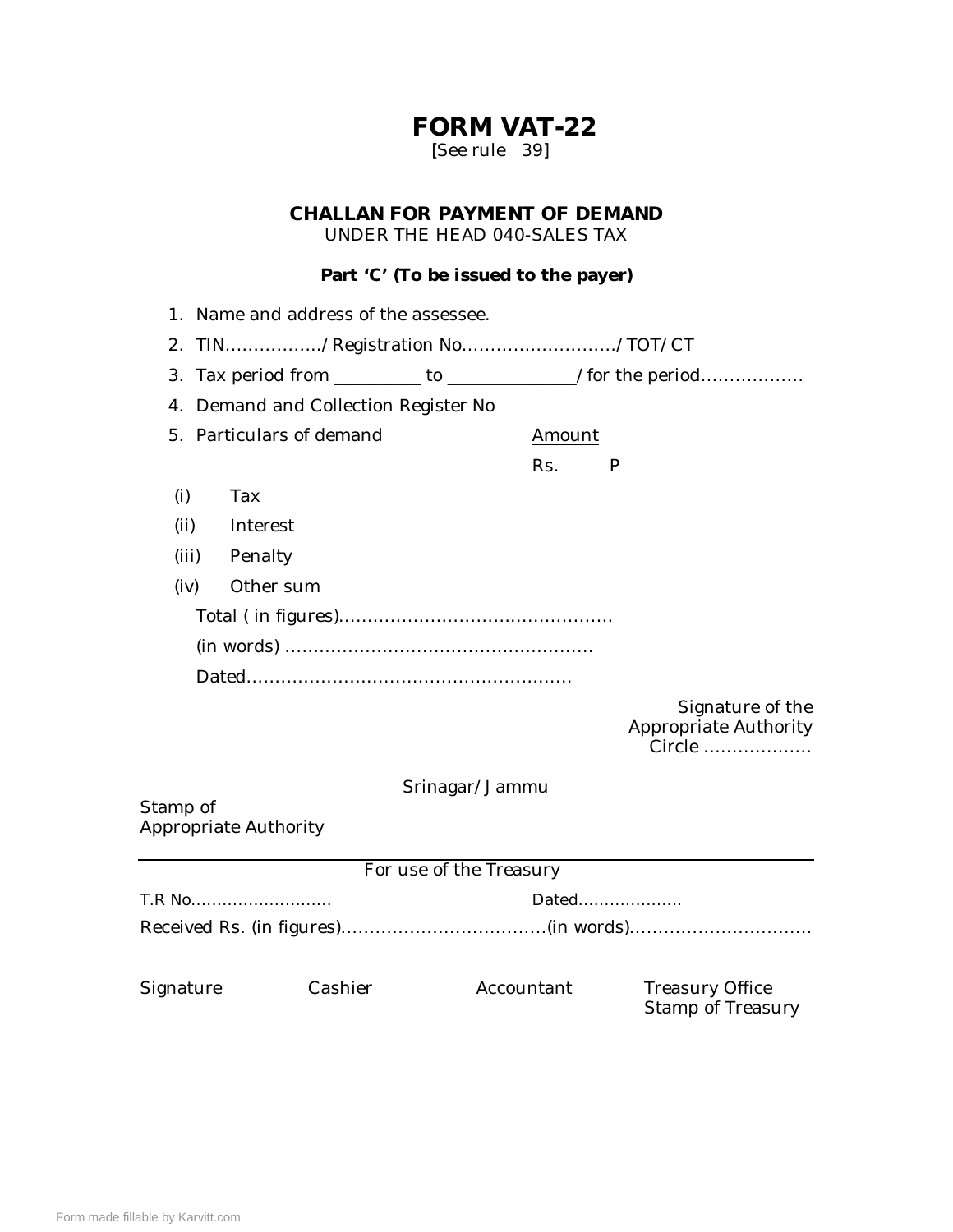# FORM VAT-22

[See rule 39]

## CHALLAN FOR PAYMENT OF DEMAND

UNDER THE HEAD 040-SALES TAX

**Part 'C' (To be issued to the payer)**

1. Name and address of the assessee.
2. TIN................/Registration No........................../TOT/CT
3. Tax period from _________ to ______________/for the period.................
4. Demand and Collection Register No
5. Particulars of demand

| Particulars of demand | Amount Rs. | P |
|---|---|---|
| (i) Tax | | |
| (ii) Interest | | |
| (iii) Penalty | | |
| (iv) Other sum | | |

Total ( in figures)...............................................

(in words) .....................................................

Dated........................................................

Signature of the
Appropriate Authority
Circle ..................

Srinagar/Jammu

Stamp of
Appropriate Authority

---

For use of the Treasury

T.R No.......................... Dated...................

Received Rs. (in figures)...................................(in words)...............................

Signature Cashier Accountant Treasury Office
Stamp of Treasury